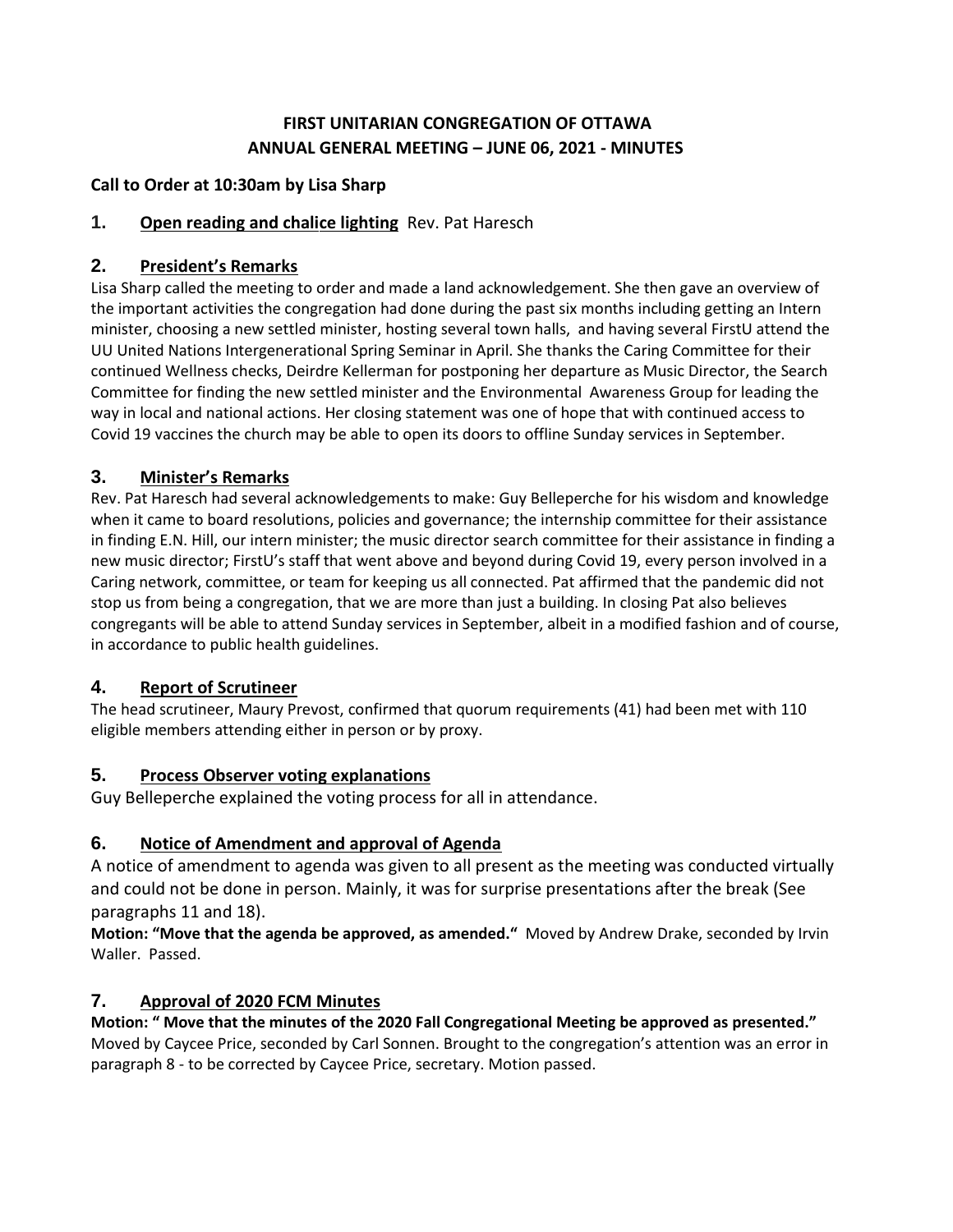# FIRST UNITARIAN CONGREGATION OF OTTAWA
# ANNUAL GENERAL MEETING – JUNE 06, 2021 - MINUTES

**Call to Order at 10:30am by Lisa Sharp**

## 1. **Open reading and chalice lighting** Rev. Pat Haresch

## 2. **President's Remarks**

Lisa Sharp called the meeting to order and made a land acknowledgement. She then gave an overview of the important activities the congregation had done during the past six months including getting an Intern minister, choosing a new settled minister, hosting several town halls, and having several FirstU attend the UU United Nations Intergenerational Spring Seminar in April. She thanks the Caring Committee for their continued Wellness checks, Deirdre Kellerman for postponing her departure as Music Director, the Search Committee for finding the new settled minister and the Environmental Awareness Group for leading the way in local and national actions. Her closing statement was one of hope that with continued access to Covid 19 vaccines the church may be able to open its doors to offline Sunday services in September.

## 3. **Minister's Remarks**

Rev. Pat Haresch had several acknowledgements to make: Guy Belleperche for his wisdom and knowledge when it came to board resolutions, policies and governance; the internship committee for their assistance in finding E.N. Hill, our intern minister; the music director search committee for their assistance in finding a new music director; FirstU's staff that went above and beyond during Covid 19, every person involved in a Caring network, committee, or team for keeping us all connected. Pat affirmed that the pandemic did not stop us from being a congregation, that we are more than just a building. In closing Pat also believes congregants will be able to attend Sunday services in September, albeit in a modified fashion and of course, in accordance to public health guidelines.

## 4. **Report of Scrutineer**

The head scrutineer, Maury Prevost, confirmed that quorum requirements (41) had been met with 110 eligible members attending either in person or by proxy.

## 5. **Process Observer voting explanations**

Guy Belleperche explained the voting process for all in attendance.

## 6. **Notice of Amendment and approval of Agenda**

A notice of amendment to agenda was given to all present as the meeting was conducted virtually and could not be done in person. Mainly, it was for surprise presentations after the break (See paragraphs 11 and 18).

**Motion: "Move that the agenda be approved, as amended."** Moved by Andrew Drake, seconded by Irvin Waller. Passed.

## 7. **Approval of 2020 FCM Minutes**

**Motion: " Move that the minutes of the 2020 Fall Congregational Meeting be approved as presented."** Moved by Caycee Price, seconded by Carl Sonnen. Brought to the congregation's attention was an error in paragraph 8 - to be corrected by Caycee Price, secretary. Motion passed.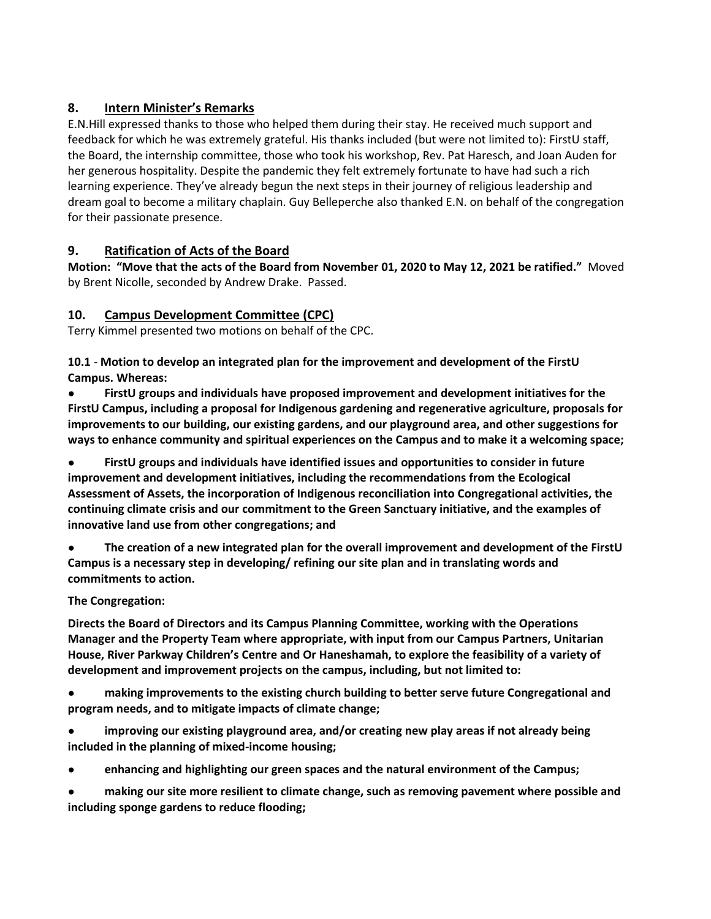## 8. Intern Minister's Remarks

E.N.Hill expressed thanks to those who helped them during their stay. He received much support and feedback for which he was extremely grateful. His thanks included (but were not limited to): FirstU staff, the Board, the internship committee, those who took his workshop, Rev. Pat Haresch, and Joan Auden for her generous hospitality. Despite the pandemic they felt extremely fortunate to have had such a rich learning experience. They've already begun the next steps in their journey of religious leadership and dream goal to become a military chaplain. Guy Belleperche also thanked E.N. on behalf of the congregation for their passionate presence.

## 9. Ratification of Acts of the Board

**Motion: "Move that the acts of the Board from November 01, 2020 to May 12, 2021 be ratified."** Moved by Brent Nicolle, seconded by Andrew Drake. Passed.

## 10. Campus Development Committee (CPC)

Terry Kimmel presented two motions on behalf of the CPC.

**10.1** - **Motion to develop an integrated plan for the improvement and development of the FirstU Campus. Whereas:**

- **FirstU groups and individuals have proposed improvement and development initiatives for the FirstU Campus, including a proposal for Indigenous gardening and regenerative agriculture, proposals for improvements to our building, our existing gardens, and our playground area, and other suggestions for ways to enhance community and spiritual experiences on the Campus and to make it a welcoming space;**
- **FirstU groups and individuals have identified issues and opportunities to consider in future improvement and development initiatives, including the recommendations from the Ecological Assessment of Assets, the incorporation of Indigenous reconciliation into Congregational activities, the continuing climate crisis and our commitment to the Green Sanctuary initiative, and the examples of innovative land use from other congregations; and**
- **The creation of a new integrated plan for the overall improvement and development of the FirstU Campus is a necessary step in developing/ refining our site plan and in translating words and commitments to action.**

**The Congregation:**

**Directs the Board of Directors and its Campus Planning Committee, working with the Operations Manager and the Property Team where appropriate, with input from our Campus Partners, Unitarian House, River Parkway Children's Centre and Or Haneshamah, to explore the feasibility of a variety of development and improvement projects on the campus, including, but not limited to:**

- **making improvements to the existing church building to better serve future Congregational and program needs, and to mitigate impacts of climate change;**
- **improving our existing playground area, and/or creating new play areas if not already being included in the planning of mixed-income housing;**
- **enhancing and highlighting our green spaces and the natural environment of the Campus;**
- **making our site more resilient to climate change, such as removing pavement where possible and including sponge gardens to reduce flooding;**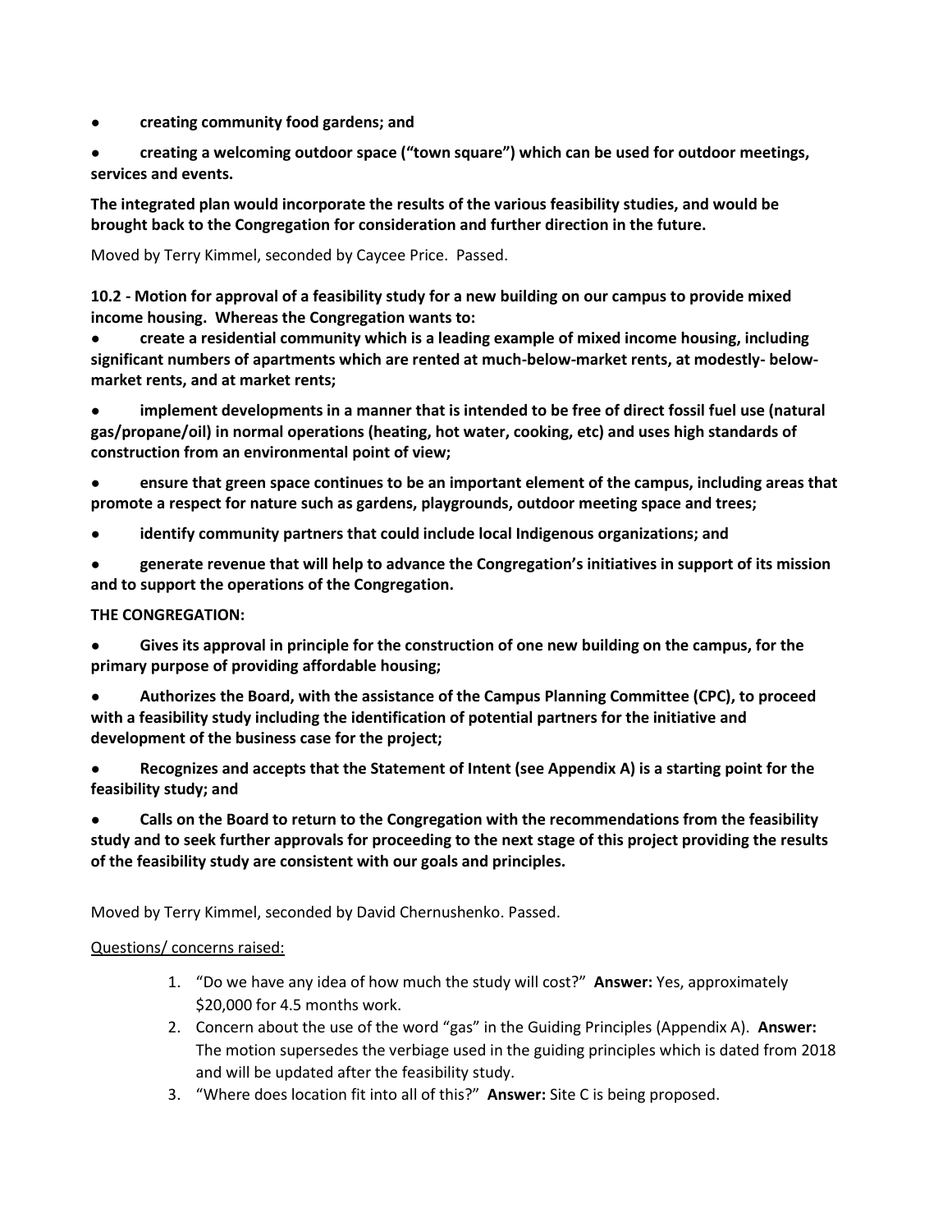- **creating community food gardens; and**
- **creating a welcoming outdoor space ("town square") which can be used for outdoor meetings, services and events.**

**The integrated plan would incorporate the results of the various feasibility studies, and would be brought back to the Congregation for consideration and further direction in the future.**

Moved by Terry Kimmel, seconded by Caycee Price. Passed.

**10.2 - Motion for approval of a feasibility study for a new building on our campus to provide mixed income housing. Whereas the Congregation wants to:**

- **create a residential community which is a leading example of mixed income housing, including significant numbers of apartments which are rented at much-below-market rents, at modestly- below-market rents, and at market rents;**
- **implement developments in a manner that is intended to be free of direct fossil fuel use (natural gas/propane/oil) in normal operations (heating, hot water, cooking, etc) and uses high standards of construction from an environmental point of view;**
- **ensure that green space continues to be an important element of the campus, including areas that promote a respect for nature such as gardens, playgrounds, outdoor meeting space and trees;**
- **identify community partners that could include local Indigenous organizations; and**
- **generate revenue that will help to advance the Congregation's initiatives in support of its mission and to support the operations of the Congregation.**

**THE CONGREGATION:**

- **Gives its approval in principle for the construction of one new building on the campus, for the primary purpose of providing affordable housing;**
- **Authorizes the Board, with the assistance of the Campus Planning Committee (CPC), to proceed with a feasibility study including the identification of potential partners for the initiative and development of the business case for the project;**
- **Recognizes and accepts that the Statement of Intent (see Appendix A) is a starting point for the feasibility study; and**
- **Calls on the Board to return to the Congregation with the recommendations from the feasibility study and to seek further approvals for proceeding to the next stage of this project providing the results of the feasibility study are consistent with our goals and principles.**

Moved by Terry Kimmel, seconded by David Chernushenko. Passed.

<u>Questions/ concerns raised:</u>

1. "Do we have any idea of how much the study will cost?" **Answer:** Yes, approximately $20,000 for 4.5 months work.
2. Concern about the use of the word "gas" in the Guiding Principles (Appendix A). **Answer:** The motion supersedes the verbiage used in the guiding principles which is dated from 2018 and will be updated after the feasibility study.
3. "Where does location fit into all of this?" **Answer:** Site C is being proposed.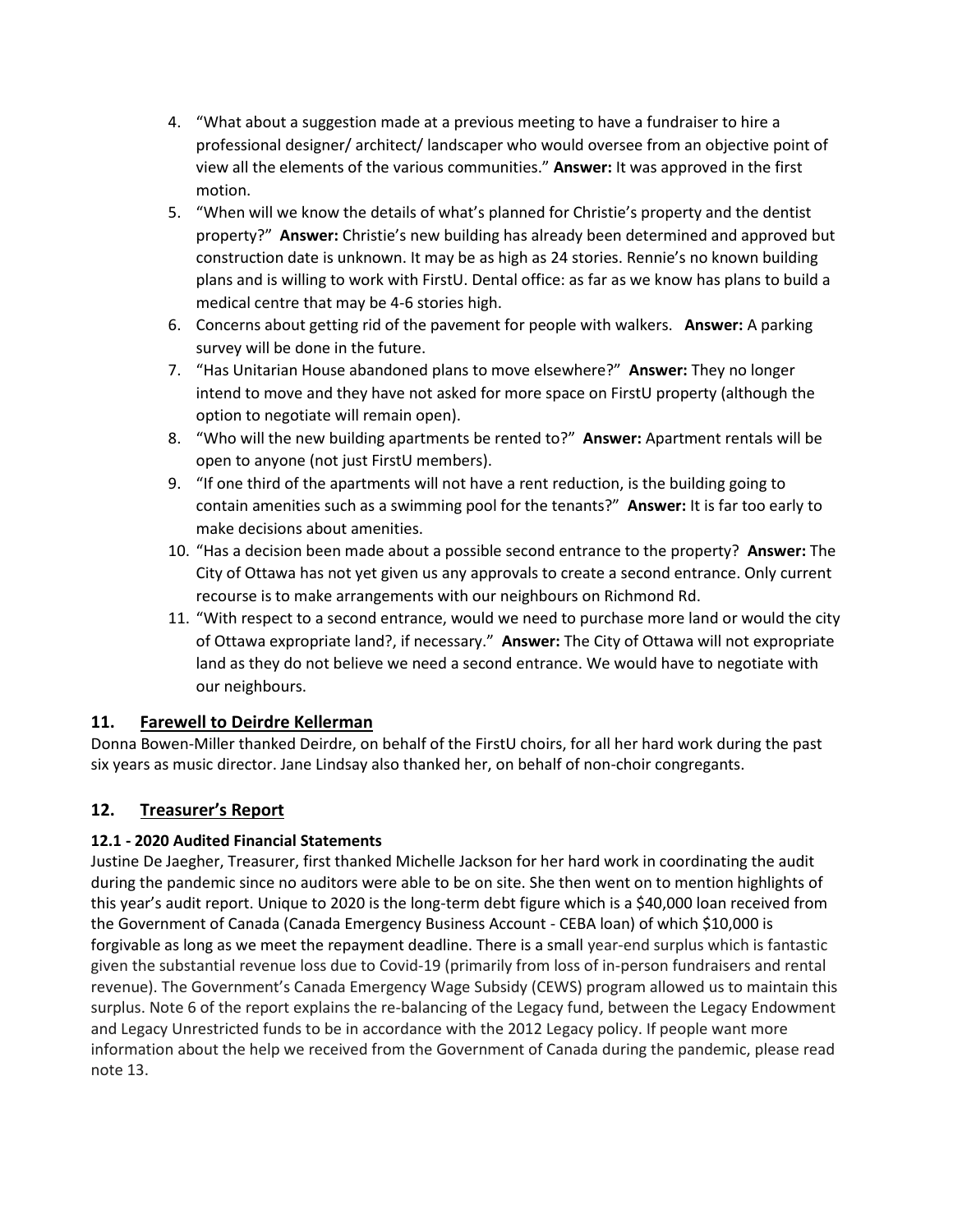4. “What about a suggestion made at a previous meeting to have a fundraiser to hire a professional designer/ architect/ landscaper who would oversee from an objective point of view all the elements of the various communities.” **Answer:** It was approved in the first motion.
5. “When will we know the details of what’s planned for Christie’s property and the dentist property?” **Answer:** Christie’s new building has already been determined and approved but construction date is unknown. It may be as high as 24 stories. Rennie’s no known building plans and is willing to work with FirstU. Dental office: as far as we know has plans to build a medical centre that may be 4-6 stories high.
6. Concerns about getting rid of the pavement for people with walkers. **Answer:** A parking survey will be done in the future.
7. “Has Unitarian House abandoned plans to move elsewhere?” **Answer:** They no longer intend to move and they have not asked for more space on FirstU property (although the option to negotiate will remain open).
8. “Who will the new building apartments be rented to?” **Answer:** Apartment rentals will be open to anyone (not just FirstU members).
9. “If one third of the apartments will not have a rent reduction, is the building going to contain amenities such as a swimming pool for the tenants?” **Answer:** It is far too early to make decisions about amenities.
10. “Has a decision been made about a possible second entrance to the property? **Answer:** The City of Ottawa has not yet given us any approvals to create a second entrance. Only current recourse is to make arrangements with our neighbours on Richmond Rd.
11. “With respect to a second entrance, would we need to purchase more land or would the city of Ottawa expropriate land?, if necessary.” **Answer:** The City of Ottawa will not expropriate land as they do not believe we need a second entrance. We would have to negotiate with our neighbours.

## 11. Farewell to Deirdre Kellerman

Donna Bowen-Miller thanked Deirdre, on behalf of the FirstU choirs, for all her hard work during the past six years as music director. Jane Lindsay also thanked her, on behalf of non-choir congregants.

## 12. Treasurer’s Report

### 12.1 - 2020 Audited Financial Statements

Justine De Jaegher, Treasurer, first thanked Michelle Jackson for her hard work in coordinating the audit during the pandemic since no auditors were able to be on site. She then went on to mention highlights of this year’s audit report. Unique to 2020 is the long-term debt figure which is a $40,000 loan received from the Government of Canada (Canada Emergency Business Account - CEBA loan) of which $10,000 is forgivable as long as we meet the repayment deadline. There is a small year-end surplus which is fantastic given the substantial revenue loss due to Covid-19 (primarily from loss of in-person fundraisers and rental revenue). The Government’s Canada Emergency Wage Subsidy (CEWS) program allowed us to maintain this surplus. Note 6 of the report explains the re-balancing of the Legacy fund, between the Legacy Endowment and Legacy Unrestricted funds to be in accordance with the 2012 Legacy policy. If people want more information about the help we received from the Government of Canada during the pandemic, please read note 13.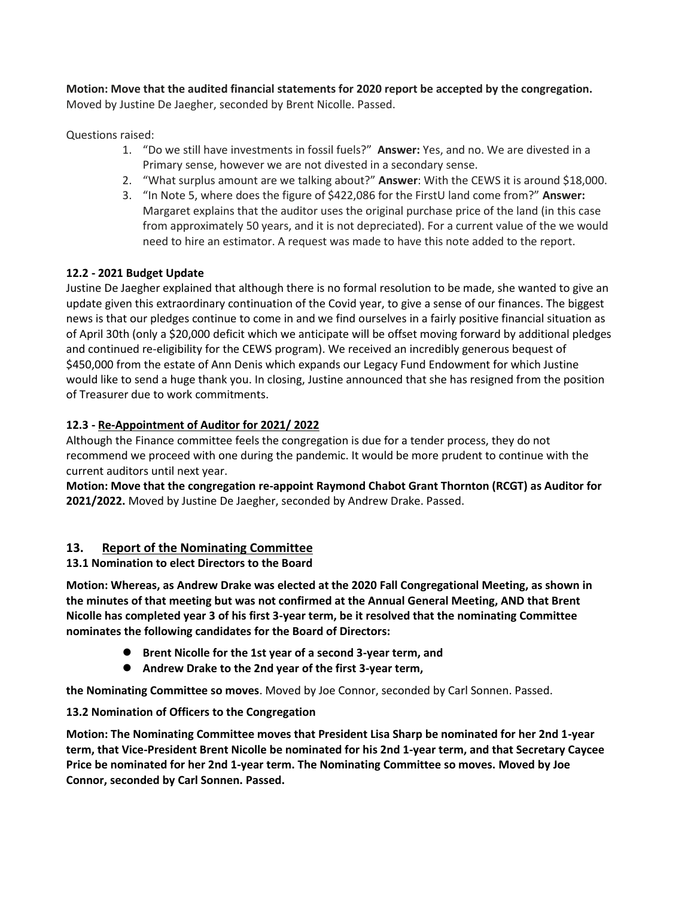**Motion: Move that the audited financial statements for 2020 report be accepted by the congregation.** Moved by Justine De Jaegher, seconded by Brent Nicolle. Passed.

Questions raised:

1. "Do we still have investments in fossil fuels?" **Answer:** Yes, and no. We are divested in a Primary sense, however we are not divested in a secondary sense.
2. "What surplus amount are we talking about?" **Answer**: With the CEWS it is around $18,000.
3. "In Note 5, where does the figure of $422,086 for the FirstU land come from?" **Answer:** Margaret explains that the auditor uses the original purchase price of the land (in this case from approximately 50 years, and it is not depreciated). For a current value of the we would need to hire an estimator. A request was made to have this note added to the report.

**12.2 - 2021 Budget Update**

Justine De Jaegher explained that although there is no formal resolution to be made, she wanted to give an update given this extraordinary continuation of the Covid year, to give a sense of our finances. The biggest news is that our pledges continue to come in and we find ourselves in a fairly positive financial situation as of April 30th (only a $20,000 deficit which we anticipate will be offset moving forward by additional pledges and continued re-eligibility for the CEWS program). We received an incredibly generous bequest of $450,000 from the estate of Ann Denis which expands our Legacy Fund Endowment for which Justine would like to send a huge thank you. In closing, Justine announced that she has resigned from the position of Treasurer due to work commitments.

**12.3 - Re-Appointment of Auditor for 2021/ 2022**

Although the Finance committee feels the congregation is due for a tender process, they do not recommend we proceed with one during the pandemic. It would be more prudent to continue with the current auditors until next year.

**Motion: Move that the congregation re-appoint Raymond Chabot Grant Thornton (RCGT) as Auditor for 2021/2022.** Moved by Justine De Jaegher, seconded by Andrew Drake. Passed.

## 13. Report of the Nominating Committee

**13.1 Nomination to elect Directors to the Board**

**Motion: Whereas, as Andrew Drake was elected at the 2020 Fall Congregational Meeting, as shown in the minutes of that meeting but was not confirmed at the Annual General Meeting, AND that Brent Nicolle has completed year 3 of his first 3-year term, be it resolved that the nominating Committee nominates the following candidates for the Board of Directors:**

- **Brent Nicolle for the 1st year of a second 3-year term, and**
- **Andrew Drake to the 2nd year of the first 3-year term,**

**the Nominating Committee so moves**. Moved by Joe Connor, seconded by Carl Sonnen. Passed.

**13.2 Nomination of Officers to the Congregation**

**Motion: The Nominating Committee moves that President Lisa Sharp be nominated for her 2nd 1-year term, that Vice-President Brent Nicolle be nominated for his 2nd 1-year term, and that Secretary Caycee Price be nominated for her 2nd 1-year term. The Nominating Committee so moves. Moved by Joe Connor, seconded by Carl Sonnen. Passed.**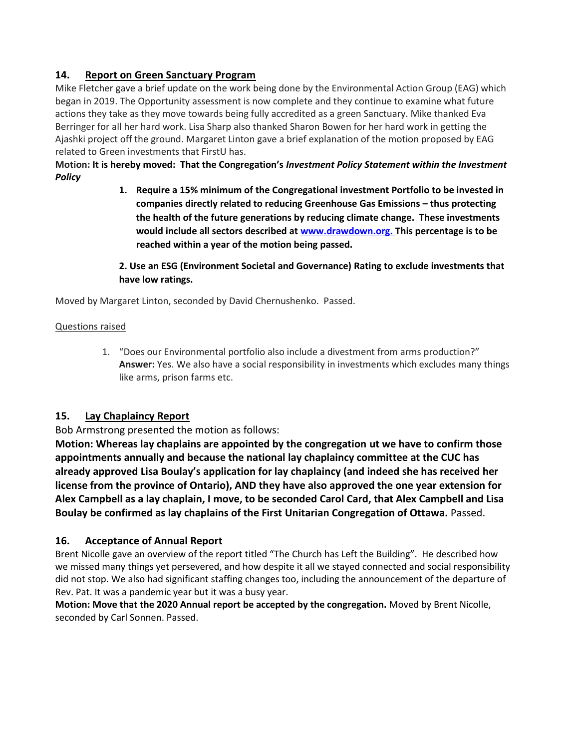## 14. Report on Green Sanctuary Program

Mike Fletcher gave a brief update on the work being done by the Environmental Action Group (EAG) which began in 2019. The Opportunity assessment is now complete and they continue to examine what future actions they take as they move towards being fully accredited as a green Sanctuary. Mike thanked Eva Berringer for all her hard work. Lisa Sharp also thanked Sharon Bowen for her hard work in getting the Ajashki project off the ground. Margaret Linton gave a brief explanation of the motion proposed by EAG related to Green investments that FirstU has.

**Motion: It is hereby moved: That the Congregation's *Investment Policy Statement within the Investment Policy***

1. **Require a 15% minimum of the Congregational investment Portfolio to be invested in companies directly related to reducing Greenhouse Gas Emissions – thus protecting the health of the future generations by reducing climate change. These investments would include all sectors described at [www.drawdown.org.](www.drawdown.org) This percentage is to be reached within a year of the motion being passed.**

**2. Use an ESG (Environment Societal and Governance) Rating to exclude investments that have low ratings.**

Moved by Margaret Linton, seconded by David Chernushenko. Passed.

Questions raised

1. "Does our Environmental portfolio also include a divestment from arms production?" **Answer:** Yes. We also have a social responsibility in investments which excludes many things like arms, prison farms etc.

## 15. Lay Chaplaincy Report

Bob Armstrong presented the motion as follows:

**Motion: Whereas lay chaplains are appointed by the congregation ut we have to confirm those appointments annually and because the national lay chaplaincy committee at the CUC has already approved Lisa Boulay's application for lay chaplaincy (and indeed she has received her license from the province of Ontario), AND they have also approved the one year extension for Alex Campbell as a lay chaplain, I move, to be seconded Carol Card, that Alex Campbell and Lisa Boulay be confirmed as lay chaplains of the First Unitarian Congregation of Ottawa.** Passed.

## 16. Acceptance of Annual Report

Brent Nicolle gave an overview of the report titled "The Church has Left the Building". He described how we missed many things yet persevered, and how despite it all we stayed connected and social responsibility did not stop. We also had significant staffing changes too, including the announcement of the departure of Rev. Pat. It was a pandemic year but it was a busy year.

**Motion: Move that the 2020 Annual report be accepted by the congregation.** Moved by Brent Nicolle, seconded by Carl Sonnen. Passed.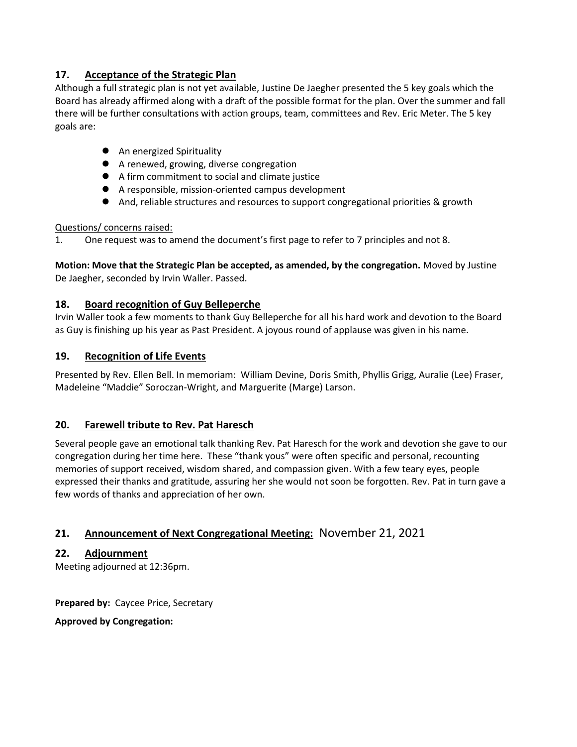## 17. Acceptance of the Strategic Plan

Although a full strategic plan is not yet available, Justine De Jaegher presented the 5 key goals which the Board has already affirmed along with a draft of the possible format for the plan. Over the summer and fall there will be further consultations with action groups, team, committees and Rev. Eric Meter. The 5 key goals are:

- An energized Spirituality
- A renewed, growing, diverse congregation
- A firm commitment to social and climate justice
- A responsible, mission-oriented campus development
- And, reliable structures and resources to support congregational priorities & growth

Questions/ concerns raised:

1. One request was to amend the document's first page to refer to 7 principles and not 8.

**Motion: Move that the Strategic Plan be accepted, as amended, by the congregation.** Moved by Justine De Jaegher, seconded by Irvin Waller. Passed.

## 18. Board recognition of Guy Belleperche

Irvin Waller took a few moments to thank Guy Belleperche for all his hard work and devotion to the Board as Guy is finishing up his year as Past President. A joyous round of applause was given in his name.

## 19. Recognition of Life Events

Presented by Rev. Ellen Bell. In memoriam: William Devine, Doris Smith, Phyllis Grigg, Auralie (Lee) Fraser, Madeleine "Maddie" Soroczan-Wright, and Marguerite (Marge) Larson.

## 20. Farewell tribute to Rev. Pat Haresch

Several people gave an emotional talk thanking Rev. Pat Haresch for the work and devotion she gave to our congregation during her time here. These "thank yous" were often specific and personal, recounting memories of support received, wisdom shared, and compassion given. With a few teary eyes, people expressed their thanks and gratitude, assuring her she would not soon be forgotten. Rev. Pat in turn gave a few words of thanks and appreciation of her own.

## 21. Announcement of Next Congregational Meeting: November 21, 2021

## 22. Adjournment

Meeting adjourned at 12:36pm.

**Prepared by:** Caycee Price, Secretary

**Approved by Congregation:**